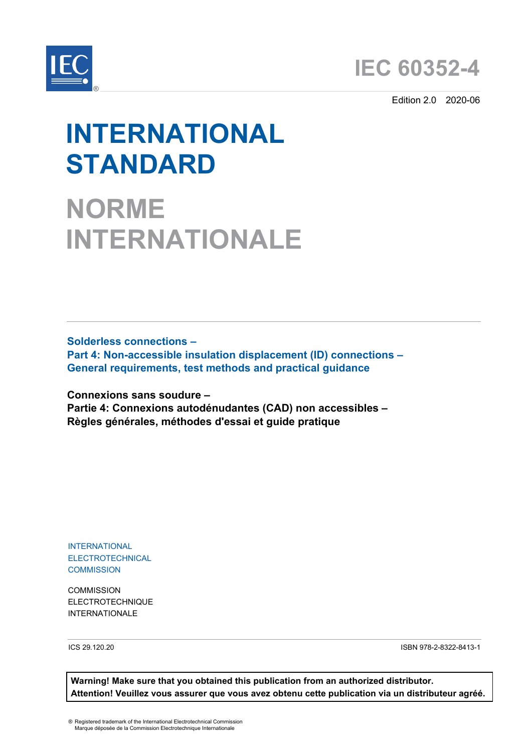# IEC 60352-4

Edition 2.0 2020-06

# INTERNATIONAL STANDARD

# NORME INTERNATIONALE

**Solderless connections –**
**Part 4: Non-accessible insulation displacement (ID) connections –**
**General requirements, test methods and practical guidance**

**Connexions sans soudure –**
**Partie 4: Connexions autodénudantes (CAD) non accessibles –**
**Règles générales, méthodes d'essai et guide pratique**

INTERNATIONAL
ELECTROTECHNICAL
COMMISSION

COMMISSION
ELECTROTECHNIQUE
INTERNATIONALE

ICS 29.120.20

ISBN 978-2-8322-8413-1

**Warning! Make sure that you obtained this publication from an authorized distributor.**
**Attention! Veuillez vous assurer que vous avez obtenu cette publication via un distributeur agréé.**

® Registered trademark of the International Electrotechnical Commission
Marque déposée de la Commission Electrotechnique Internationale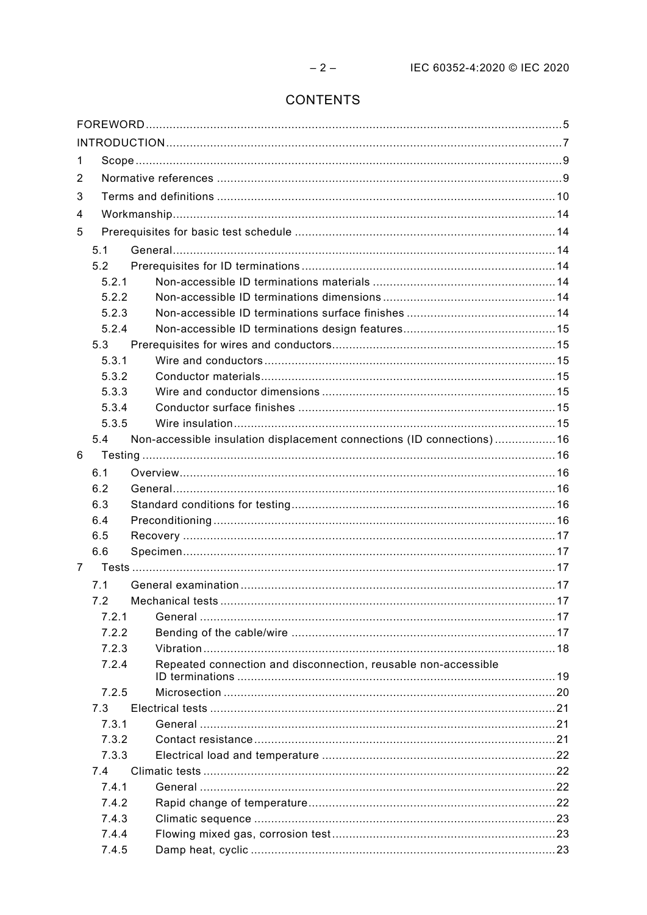# CONTENTS

FOREWORD .......... 5
INTRODUCTION .......... 7
1 Scope .......... 9
2 Normative references .......... 9
3 Terms and definitions .......... 10
4 Workmanship .......... 14
5 Prerequisites for basic test schedule .......... 14
  5.1 General .......... 14
  5.2 Prerequisites for ID terminations .......... 14
    5.2.1 Non-accessible ID terminations materials .......... 14
    5.2.2 Non-accessible ID terminations dimensions .......... 14
    5.2.3 Non-accessible ID terminations surface finishes .......... 14
    5.2.4 Non-accessible ID terminations design features .......... 15
  5.3 Prerequisites for wires and conductors .......... 15
    5.3.1 Wire and conductors .......... 15
    5.3.2 Conductor materials .......... 15
    5.3.3 Wire and conductor dimensions .......... 15
    5.3.4 Conductor surface finishes .......... 15
    5.3.5 Wire insulation .......... 15
  5.4 Non-accessible insulation displacement connections (ID connections) .......... 16
6 Testing .......... 16
  6.1 Overview .......... 16
  6.2 General .......... 16
  6.3 Standard conditions for testing .......... 16
  6.4 Preconditioning .......... 16
  6.5 Recovery .......... 17
  6.6 Specimen .......... 17
7 Tests .......... 17
  7.1 General examination .......... 17
  7.2 Mechanical tests .......... 17
    7.2.1 General .......... 17
    7.2.2 Bending of the cable/wire .......... 17
    7.2.3 Vibration .......... 18
    7.2.4 Repeated connection and disconnection, reusable non-accessible ID terminations .......... 19
    7.2.5 Microsection .......... 20
  7.3 Electrical tests .......... 21
    7.3.1 General .......... 21
    7.3.2 Contact resistance .......... 21
    7.3.3 Electrical load and temperature .......... 22
  7.4 Climatic tests .......... 22
    7.4.1 General .......... 22
    7.4.2 Rapid change of temperature .......... 22
    7.4.3 Climatic sequence .......... 23
    7.4.4 Flowing mixed gas, corrosion test .......... 23
    7.4.5 Damp heat, cyclic .......... 23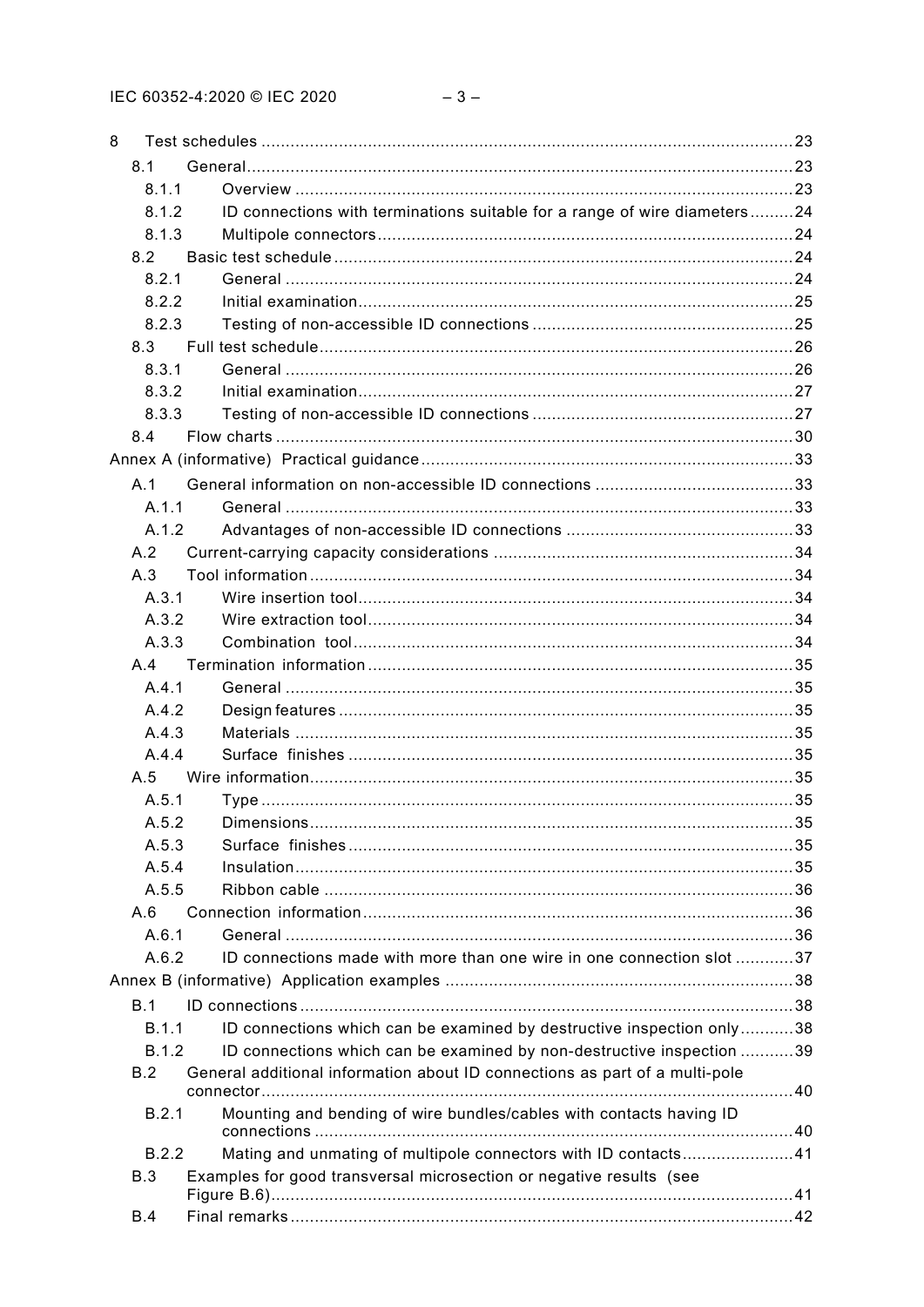8 Test schedules .......... 23
- 8.1 General .......... 23
  - 8.1.1 Overview .......... 23
  - 8.1.2 ID connections with terminations suitable for a range of wire diameters .......... 24
  - 8.1.3 Multipole connectors .......... 24
- 8.2 Basic test schedule .......... 24
  - 8.2.1 General .......... 24
  - 8.2.2 Initial examination .......... 25
  - 8.2.3 Testing of non-accessible ID connections .......... 25
- 8.3 Full test schedule .......... 26
  - 8.3.1 General .......... 26
  - 8.3.2 Initial examination .......... 27
  - 8.3.3 Testing of non-accessible ID connections .......... 27
- 8.4 Flow charts .......... 30

Annex A (informative) Practical guidance .......... 33
- A.1 General information on non-accessible ID connections .......... 33
  - A.1.1 General .......... 33
  - A.1.2 Advantages of non-accessible ID connections .......... 33
- A.2 Current-carrying capacity considerations .......... 34
- A.3 Tool information .......... 34
  - A.3.1 Wire insertion tool .......... 34
  - A.3.2 Wire extraction tool .......... 34
  - A.3.3 Combination tool .......... 34
- A.4 Termination information .......... 35
  - A.4.1 General .......... 35
  - A.4.2 Design features .......... 35
  - A.4.3 Materials .......... 35
  - A.4.4 Surface finishes .......... 35
- A.5 Wire information .......... 35
  - A.5.1 Type .......... 35
  - A.5.2 Dimensions .......... 35
  - A.5.3 Surface finishes .......... 35
  - A.5.4 Insulation .......... 35
  - A.5.5 Ribbon cable .......... 36
- A.6 Connection information .......... 36
  - A.6.1 General .......... 36
  - A.6.2 ID connections made with more than one wire in one connection slot .......... 37

Annex B (informative) Application examples .......... 38
- B.1 ID connections .......... 38
  - B.1.1 ID connections which can be examined by destructive inspection only .......... 38
  - B.1.2 ID connections which can be examined by non-destructive inspection .......... 39
- B.2 General additional information about ID connections as part of a multi-pole connector .......... 40
  - B.2.1 Mounting and bending of wire bundles/cables with contacts having ID connections .......... 40
  - B.2.2 Mating and unmating of multipole connectors with ID contacts .......... 41
- B.3 Examples for good transversal microsection or negative results (see Figure B.6) .......... 41
- B.4 Final remarks .......... 42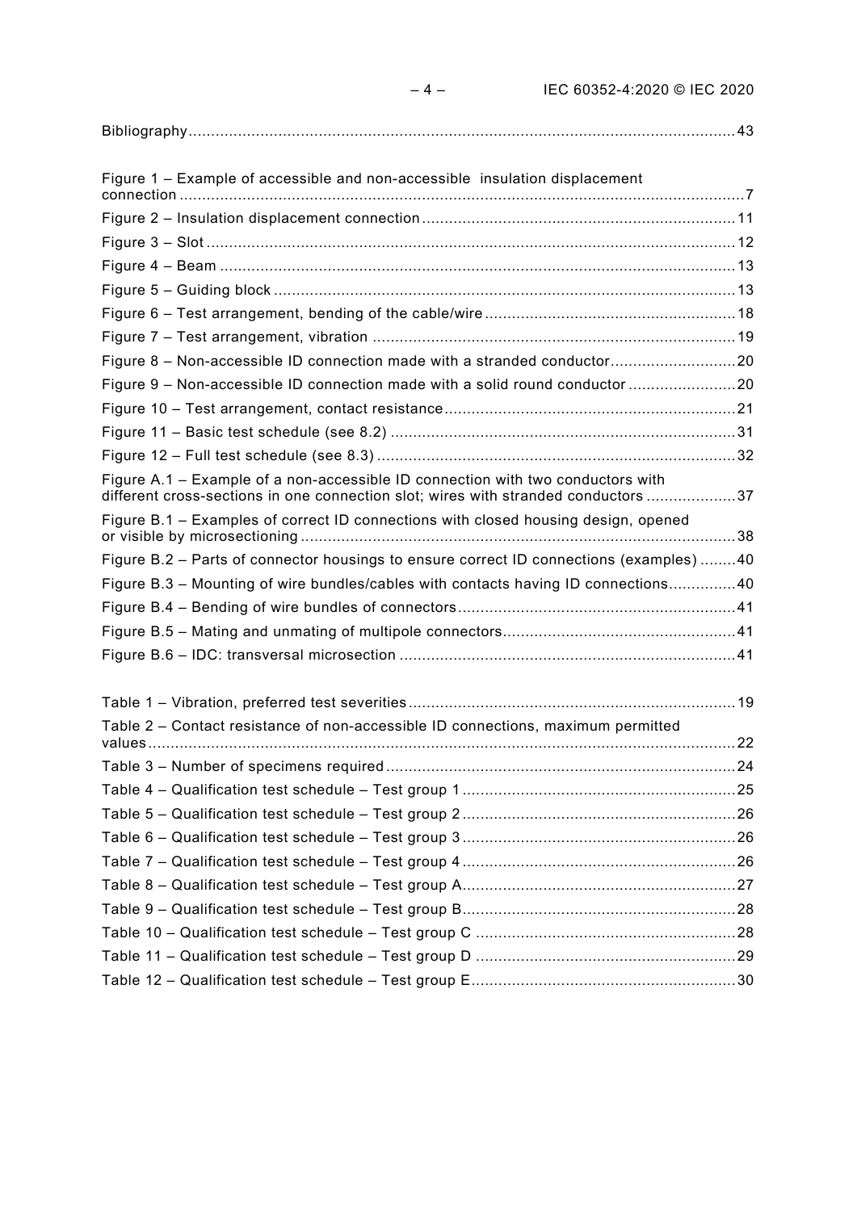Bibliography........................................................................................................................43

Figure 1 – Example of accessible and non-accessible insulation displacement connection ........................................................................................................................7

Figure 2 – Insulation displacement connection .....................................................................11

Figure 3 – Slot ........................................................................................................................12

Figure 4 – Beam .....................................................................................................................13

Figure 5 – Guiding block .........................................................................................................13

Figure 6 – Test arrangement, bending of the cable/wire ........................................................18

Figure 7 – Test arrangement, vibration ...................................................................................19

Figure 8 – Non-accessible ID connection made with a stranded conductor............................20

Figure 9 – Non-accessible ID connection made with a solid round conductor ........................20

Figure 10 – Test arrangement, contact resistance...................................................................21

Figure 11 – Basic test schedule (see 8.2) ...............................................................................31

Figure 12 – Full test schedule (see 8.3) ..................................................................................32

Figure A.1 – Example of a non-accessible ID connection with two conductors with different cross-sections in one connection slot; wires with stranded conductors ....................37

Figure B.1 – Examples of correct ID connections with closed housing design, opened or visible by microsectioning .....................................................................................................38

Figure B.2 – Parts of connector housings to ensure correct ID connections (examples) ........40

Figure B.3 – Mounting of wire bundles/cables with contacts having ID connections...............40

Figure B.4 – Bending of wire bundles of connectors................................................................41

Figure B.5 – Mating and unmating of multipole connectors......................................................41

Figure B.6 – IDC: transversal microsection .............................................................................41

Table 1 – Vibration, preferred test severities ...........................................................................19

Table 2 – Contact resistance of non-accessible ID connections, maximum permitted values........................................................................................................................................22

Table 3 – Number of specimens required ................................................................................24

Table 4 – Qualification test schedule – Test group 1 ...............................................................25

Table 5 – Qualification test schedule – Test group 2 ...............................................................26

Table 6 – Qualification test schedule – Test group 3 ...............................................................26

Table 7 – Qualification test schedule – Test group 4 ...............................................................26

Table 8 – Qualification test schedule – Test group A................................................................27

Table 9 – Qualification test schedule – Test group B................................................................28

Table 10 – Qualification test schedule – Test group C .............................................................28

Table 11 – Qualification test schedule – Test group D .............................................................29

Table 12 – Qualification test schedule – Test group E..............................................................30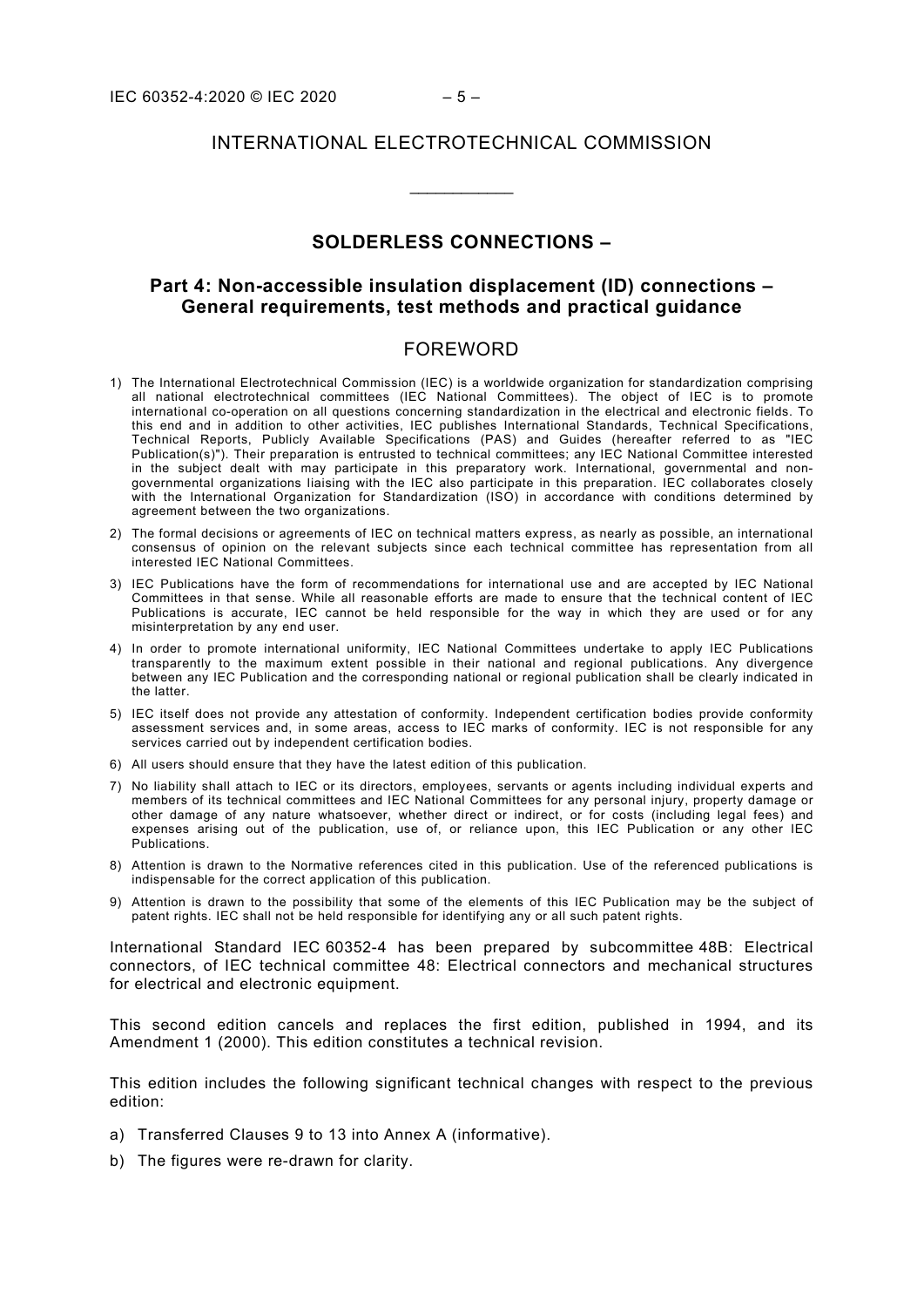INTERNATIONAL ELECTROTECHNICAL COMMISSION

\_\_\_\_\_\_\_\_\_\_\_\_

## SOLDERLESS CONNECTIONS –

## Part 4: Non-accessible insulation displacement (ID) connections – General requirements, test methods and practical guidance

## FOREWORD

1) The International Electrotechnical Commission (IEC) is a worldwide organization for standardization comprising all national electrotechnical committees (IEC National Committees). The object of IEC is to promote international co-operation on all questions concerning standardization in the electrical and electronic fields. To this end and in addition to other activities, IEC publishes International Standards, Technical Specifications, Technical Reports, Publicly Available Specifications (PAS) and Guides (hereafter referred to as "IEC Publication(s)"). Their preparation is entrusted to technical committees; any IEC National Committee interested in the subject dealt with may participate in this preparatory work. International, governmental and non-governmental organizations liaising with the IEC also participate in this preparation. IEC collaborates closely with the International Organization for Standardization (ISO) in accordance with conditions determined by agreement between the two organizations.
2) The formal decisions or agreements of IEC on technical matters express, as nearly as possible, an international consensus of opinion on the relevant subjects since each technical committee has representation from all interested IEC National Committees.
3) IEC Publications have the form of recommendations for international use and are accepted by IEC National Committees in that sense. While all reasonable efforts are made to ensure that the technical content of IEC Publications is accurate, IEC cannot be held responsible for the way in which they are used or for any misinterpretation by any end user.
4) In order to promote international uniformity, IEC National Committees undertake to apply IEC Publications transparently to the maximum extent possible in their national and regional publications. Any divergence between any IEC Publication and the corresponding national or regional publication shall be clearly indicated in the latter.
5) IEC itself does not provide any attestation of conformity. Independent certification bodies provide conformity assessment services and, in some areas, access to IEC marks of conformity. IEC is not responsible for any services carried out by independent certification bodies.
6) All users should ensure that they have the latest edition of this publication.
7) No liability shall attach to IEC or its directors, employees, servants or agents including individual experts and members of its technical committees and IEC National Committees for any personal injury, property damage or other damage of any nature whatsoever, whether direct or indirect, or for costs (including legal fees) and expenses arising out of the publication, use of, or reliance upon, this IEC Publication or any other IEC Publications.
8) Attention is drawn to the Normative references cited in this publication. Use of the referenced publications is indispensable for the correct application of this publication.
9) Attention is drawn to the possibility that some of the elements of this IEC Publication may be the subject of patent rights. IEC shall not be held responsible for identifying any or all such patent rights.

International Standard IEC 60352-4 has been prepared by subcommittee 48B: Electrical connectors, of IEC technical committee 48: Electrical connectors and mechanical structures for electrical and electronic equipment.

This second edition cancels and replaces the first edition, published in 1994, and its Amendment 1 (2000). This edition constitutes a technical revision.

This edition includes the following significant technical changes with respect to the previous edition:

a) Transferred Clauses 9 to 13 into Annex A (informative).
b) The figures were re-drawn for clarity.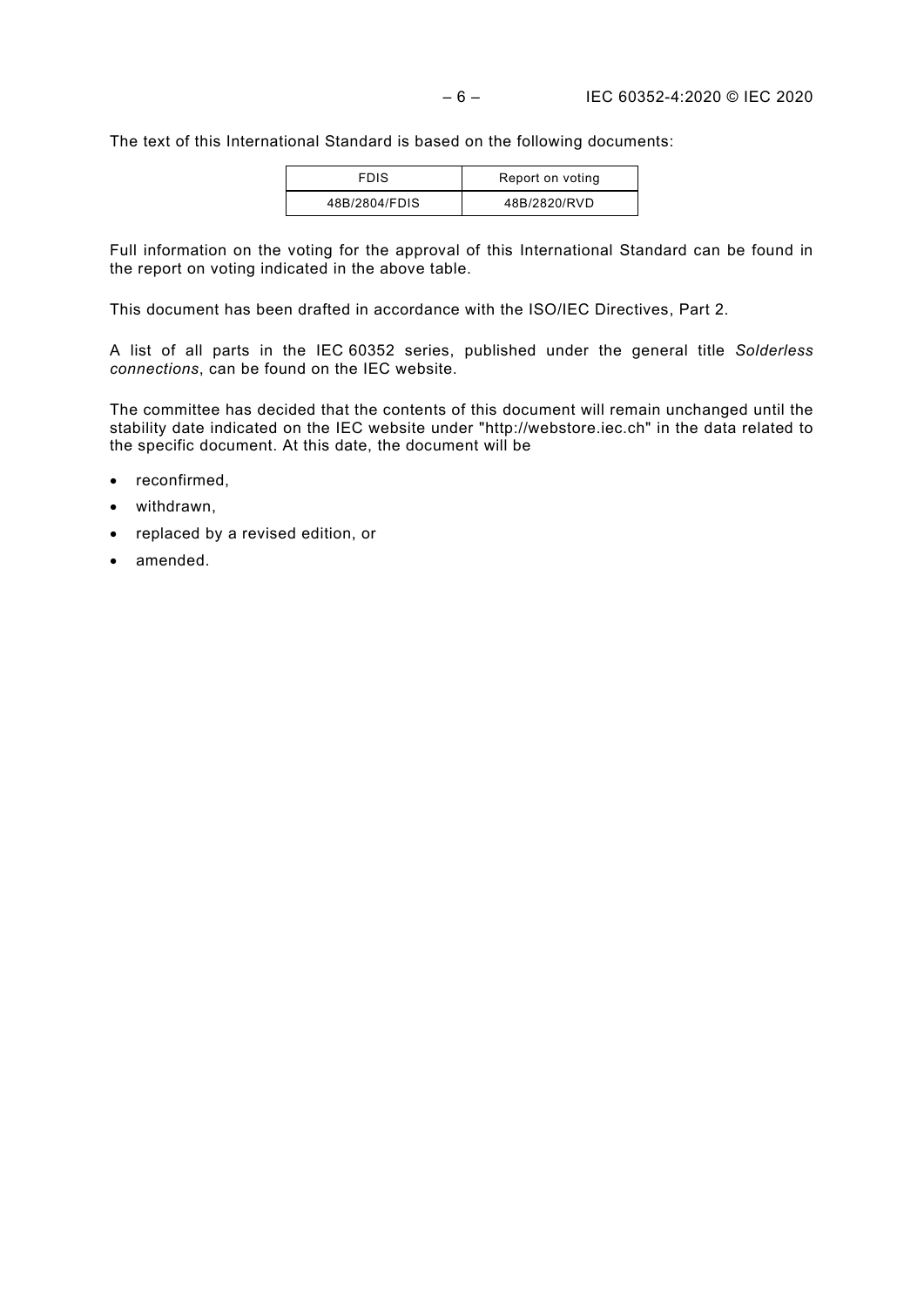The text of this International Standard is based on the following documents:

| FDIS | Report on voting |
|---|---|
| 48B/2804/FDIS | 48B/2820/RVD |

Full information on the voting for the approval of this International Standard can be found in the report on voting indicated in the above table.

This document has been drafted in accordance with the ISO/IEC Directives, Part 2.

A list of all parts in the IEC 60352 series, published under the general title *Solderless connections*, can be found on the IEC website.

The committee has decided that the contents of this document will remain unchanged until the stability date indicated on the IEC website under "http://webstore.iec.ch" in the data related to the specific document. At this date, the document will be

- reconfirmed,
- withdrawn,
- replaced by a revised edition, or
- amended.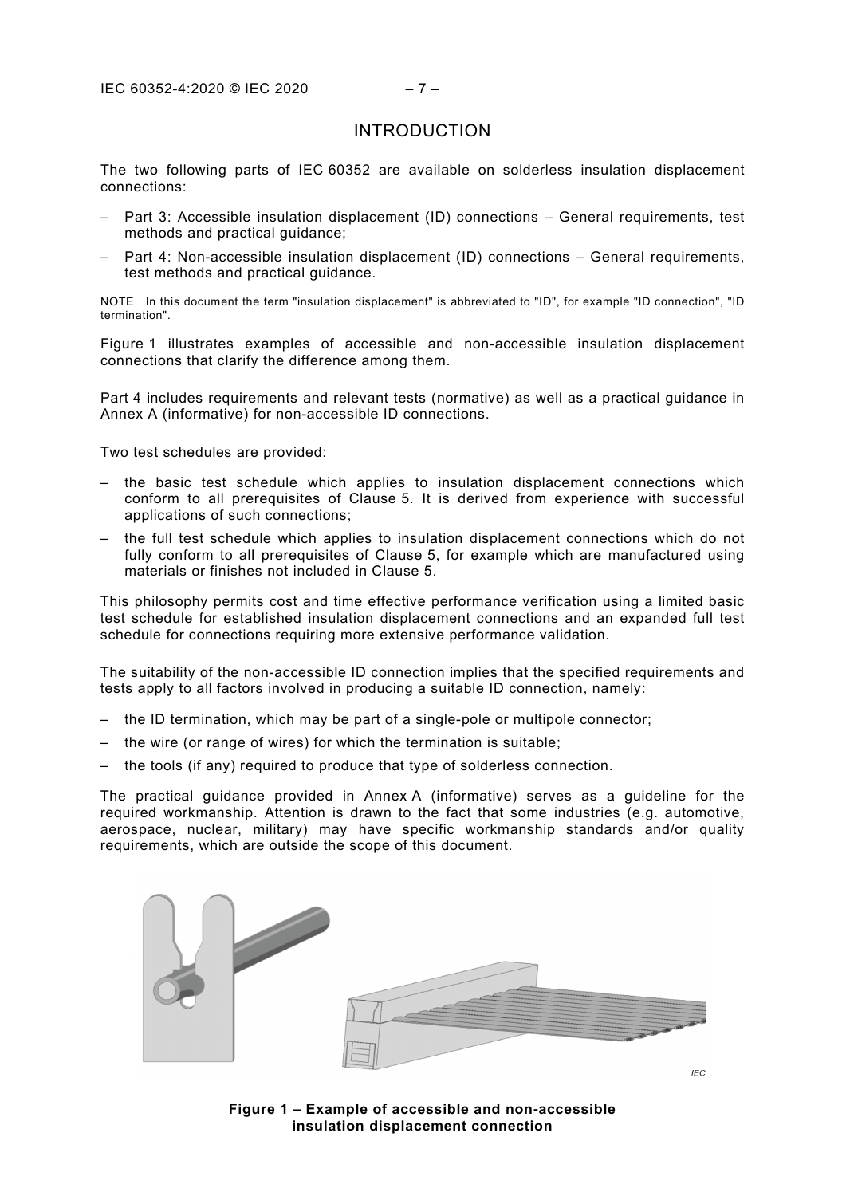# INTRODUCTION

The two following parts of IEC 60352 are available on solderless insulation displacement connections:

– Part 3: Accessible insulation displacement (ID) connections – General requirements, test methods and practical guidance;

– Part 4: Non-accessible insulation displacement (ID) connections – General requirements, test methods and practical guidance.

NOTE In this document the term "insulation displacement" is abbreviated to "ID", for example "ID connection", "ID termination".

Figure 1 illustrates examples of accessible and non-accessible insulation displacement connections that clarify the difference among them.

Part 4 includes requirements and relevant tests (normative) as well as a practical guidance in Annex A (informative) for non-accessible ID connections.

Two test schedules are provided:

– the basic test schedule which applies to insulation displacement connections which conform to all prerequisites of Clause 5. It is derived from experience with successful applications of such connections;

– the full test schedule which applies to insulation displacement connections which do not fully conform to all prerequisites of Clause 5, for example which are manufactured using materials or finishes not included in Clause 5.

This philosophy permits cost and time effective performance verification using a limited basic test schedule for established insulation displacement connections and an expanded full test schedule for connections requiring more extensive performance validation.

The suitability of the non-accessible ID connection implies that the specified requirements and tests apply to all factors involved in producing a suitable ID connection, namely:

– the ID termination, which may be part of a single-pole or multipole connector;

– the wire (or range of wires) for which the termination is suitable;

– the tools (if any) required to produce that type of solderless connection.

The practical guidance provided in Annex A (informative) serves as a guideline for the required workmanship. Attention is drawn to the fact that some industries (e.g. automotive, aerospace, nuclear, military) may have specific workmanship standards and/or quality requirements, which are outside the scope of this document.

**Figure 1 – Example of accessible and non-accessible insulation displacement connection**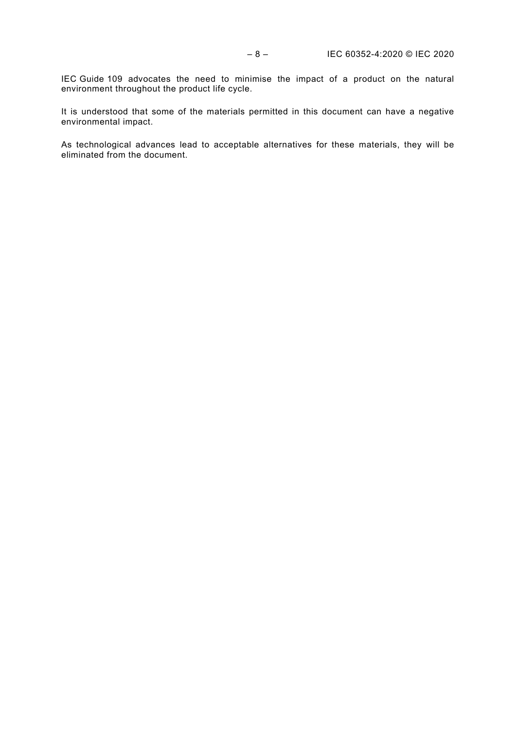IEC Guide 109 advocates the need to minimise the impact of a product on the natural environment throughout the product life cycle.

It is understood that some of the materials permitted in this document can have a negative environmental impact.

As technological advances lead to acceptable alternatives for these materials, they will be eliminated from the document.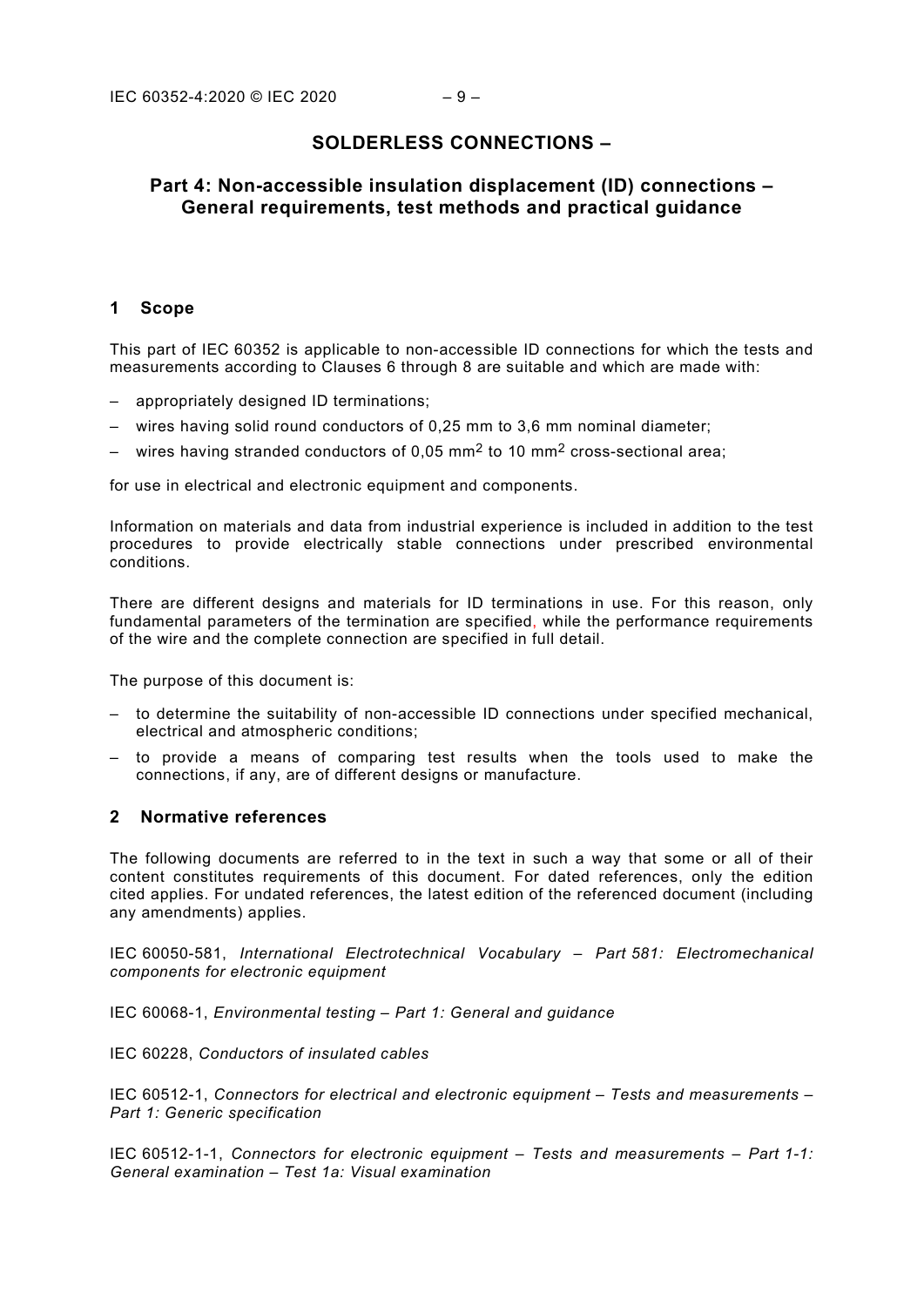# SOLDERLESS CONNECTIONS –

## Part 4: Non-accessible insulation displacement (ID) connections – General requirements, test methods and practical guidance

## 1 Scope

This part of IEC 60352 is applicable to non-accessible ID connections for which the tests and measurements according to Clauses 6 through 8 are suitable and which are made with:

- appropriately designed ID terminations;
- wires having solid round conductors of 0,25 mm to 3,6 mm nominal diameter;
- wires having stranded conductors of 0,05 $mm^2$ to 10 $mm^2$ cross-sectional area;

for use in electrical and electronic equipment and components.

Information on materials and data from industrial experience is included in addition to the test procedures to provide electrically stable connections under prescribed environmental conditions.

There are different designs and materials for ID terminations in use. For this reason, only fundamental parameters of the termination are specified, while the performance requirements of the wire and the complete connection are specified in full detail.

The purpose of this document is:

- to determine the suitability of non-accessible ID connections under specified mechanical, electrical and atmospheric conditions;
- to provide a means of comparing test results when the tools used to make the connections, if any, are of different designs or manufacture.

## 2 Normative references

The following documents are referred to in the text in such a way that some or all of their content constitutes requirements of this document. For dated references, only the edition cited applies. For undated references, the latest edition of the referenced document (including any amendments) applies.

IEC 60050-581, *International Electrotechnical Vocabulary – Part 581: Electromechanical components for electronic equipment*

IEC 60068-1, *Environmental testing – Part 1: General and guidance*

IEC 60228, *Conductors of insulated cables*

IEC 60512-1, *Connectors for electrical and electronic equipment – Tests and measurements – Part 1: Generic specification*

IEC 60512-1-1, *Connectors for electronic equipment – Tests and measurements – Part 1-1: General examination – Test 1a: Visual examination*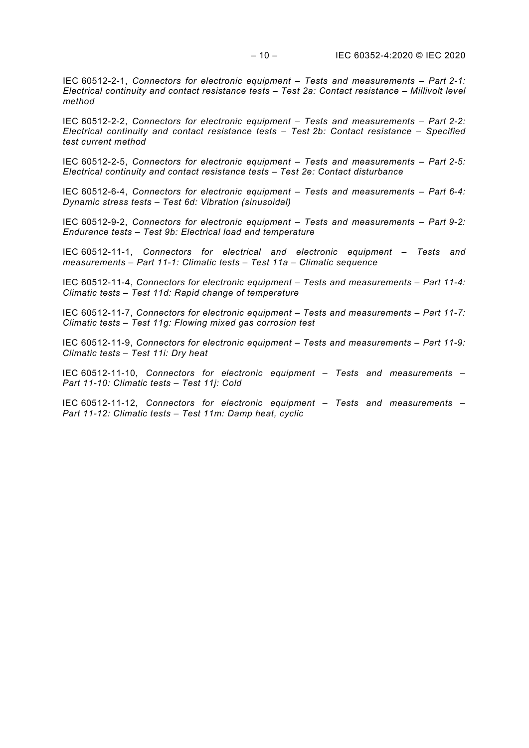IEC 60512-2-1, *Connectors for electronic equipment – Tests and measurements – Part 2-1: Electrical continuity and contact resistance tests – Test 2a: Contact resistance – Millivolt level method*

IEC 60512-2-2, *Connectors for electronic equipment – Tests and measurements – Part 2-2: Electrical continuity and contact resistance tests – Test 2b: Contact resistance – Specified test current method*

IEC 60512-2-5, *Connectors for electronic equipment – Tests and measurements – Part 2-5: Electrical continuity and contact resistance tests – Test 2e: Contact disturbance*

IEC 60512-6-4, *Connectors for electronic equipment – Tests and measurements – Part 6-4: Dynamic stress tests – Test 6d: Vibration (sinusoidal)*

IEC 60512-9-2, *Connectors for electronic equipment – Tests and measurements – Part 9-2: Endurance tests – Test 9b: Electrical load and temperature*

IEC 60512-11-1, *Connectors for electrical and electronic equipment – Tests and measurements – Part 11-1: Climatic tests – Test 11a – Climatic sequence*

IEC 60512-11-4, *Connectors for electronic equipment – Tests and measurements – Part 11-4: Climatic tests – Test 11d: Rapid change of temperature*

IEC 60512-11-7, *Connectors for electronic equipment – Tests and measurements – Part 11-7: Climatic tests – Test 11g: Flowing mixed gas corrosion test*

IEC 60512-11-9, *Connectors for electronic equipment – Tests and measurements – Part 11-9: Climatic tests – Test 11i: Dry heat*

IEC 60512-11-10, *Connectors for electronic equipment – Tests and measurements – Part 11-10: Climatic tests – Test 11j: Cold*

IEC 60512-11-12, *Connectors for electronic equipment – Tests and measurements – Part 11-12: Climatic tests – Test 11m: Damp heat, cyclic*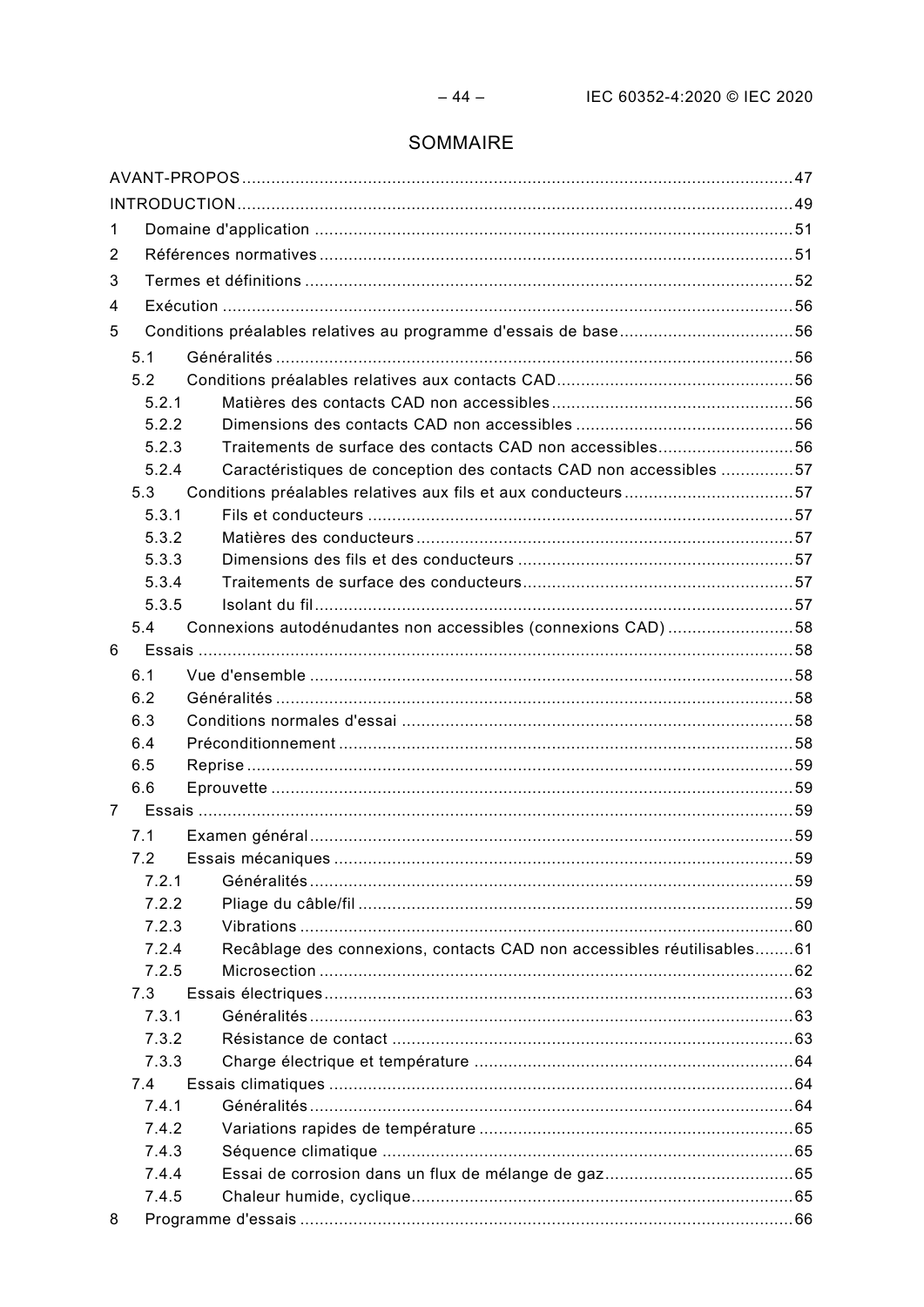# SOMMAIRE

AVANT-PROPOS .......... 47
INTRODUCTION .......... 49
1 Domaine d'application .......... 51
2 Références normatives .......... 51
3 Termes et définitions .......... 52
4 Exécution .......... 56
5 Conditions préalables relatives au programme d'essais de base .......... 56
  5.1 Généralités .......... 56
  5.2 Conditions préalables relatives aux contacts CAD .......... 56
    5.2.1 Matières des contacts CAD non accessibles .......... 56
    5.2.2 Dimensions des contacts CAD non accessibles .......... 56
    5.2.3 Traitements de surface des contacts CAD non accessibles .......... 56
    5.2.4 Caractéristiques de conception des contacts CAD non accessibles .......... 57
  5.3 Conditions préalables relatives aux fils et aux conducteurs .......... 57
    5.3.1 Fils et conducteurs .......... 57
    5.3.2 Matières des conducteurs .......... 57
    5.3.3 Dimensions des fils et des conducteurs .......... 57
    5.3.4 Traitements de surface des conducteurs .......... 57
    5.3.5 Isolant du fil .......... 57
  5.4 Connexions autodénudantes non accessibles (connexions CAD) .......... 58
6 Essais .......... 58
  6.1 Vue d'ensemble .......... 58
  6.2 Généralités .......... 58
  6.3 Conditions normales d'essai .......... 58
  6.4 Préconditionnement .......... 58
  6.5 Reprise .......... 59
  6.6 Eprouvette .......... 59
7 Essais .......... 59
  7.1 Examen général .......... 59
  7.2 Essais mécaniques .......... 59
    7.2.1 Généralités .......... 59
    7.2.2 Pliage du câble/fil .......... 59
    7.2.3 Vibrations .......... 60
    7.2.4 Recâblage des connexions, contacts CAD non accessibles réutilisables .......... 61
    7.2.5 Microsection .......... 62
  7.3 Essais électriques .......... 63
    7.3.1 Généralités .......... 63
    7.3.2 Résistance de contact .......... 63
    7.3.3 Charge électrique et température .......... 64
  7.4 Essais climatiques .......... 64
    7.4.1 Généralités .......... 64
    7.4.2 Variations rapides de température .......... 65
    7.4.3 Séquence climatique .......... 65
    7.4.4 Essai de corrosion dans un flux de mélange de gaz .......... 65
    7.4.5 Chaleur humide, cyclique .......... 65
8 Programme d'essais .......... 66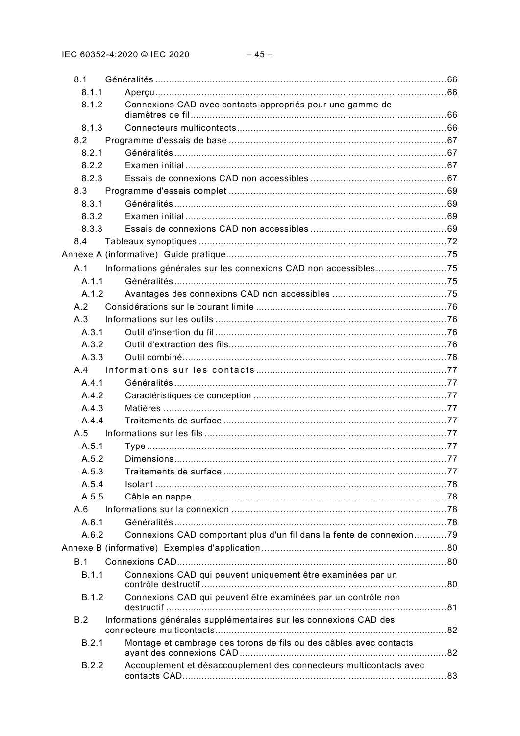8.1 Généralités ... 66

8.1.1 Aperçu ... 66

8.1.2 Connexions CAD avec contacts appropriés pour une gamme de diamètres de fil ... 66

8.1.3 Connecteurs multicontacts ... 66

8.2 Programme d'essais de base ... 67

8.2.1 Généralités ... 67

8.2.2 Examen initial ... 67

8.2.3 Essais de connexions CAD non accessibles ... 67

8.3 Programme d'essais complet ... 69

8.3.1 Généralités ... 69

8.3.2 Examen initial ... 69

8.3.3 Essais de connexions CAD non accessibles ... 69

8.4 Tableaux synoptiques ... 72

Annexe A (informative) Guide pratique ... 75

A.1 Informations générales sur les connexions CAD non accessibles ... 75

A.1.1 Généralités ... 75

A.1.2 Avantages des connexions CAD non accessibles ... 75

A.2 Considérations sur le courant limite ... 76

A.3 Informations sur les outils ... 76

A.3.1 Outil d'insertion du fil ... 76

A.3.2 Outil d'extraction des fils ... 76

A.3.3 Outil combiné ... 76

A.4 Informations sur les contacts ... 77

A.4.1 Généralités ... 77

A.4.2 Caractéristiques de conception ... 77

A.4.3 Matières ... 77

A.4.4 Traitements de surface ... 77

A.5 Informations sur les fils ... 77

A.5.1 Type ... 77

A.5.2 Dimensions ... 77

A.5.3 Traitements de surface ... 77

A.5.4 Isolant ... 78

A.5.5 Câble en nappe ... 78

A.6 Informations sur la connexion ... 78

A.6.1 Généralités ... 78

A.6.2 Connexions CAD comportant plus d'un fil dans la fente de connexion ... 79

Annexe B (informative) Exemples d'application ... 80

B.1 Connexions CAD ... 80

B.1.1 Connexions CAD qui peuvent uniquement être examinées par un contrôle destructif ... 80

B.1.2 Connexions CAD qui peuvent être examinées par un contrôle non destructif ... 81

B.2 Informations générales supplémentaires sur les connexions CAD des connecteurs multicontacts ... 82

B.2.1 Montage et cambrage des torons de fils ou des câbles avec contacts ayant des connexions CAD ... 82

B.2.2 Accouplement et désaccouplement des connecteurs multicontacts avec contacts CAD ... 83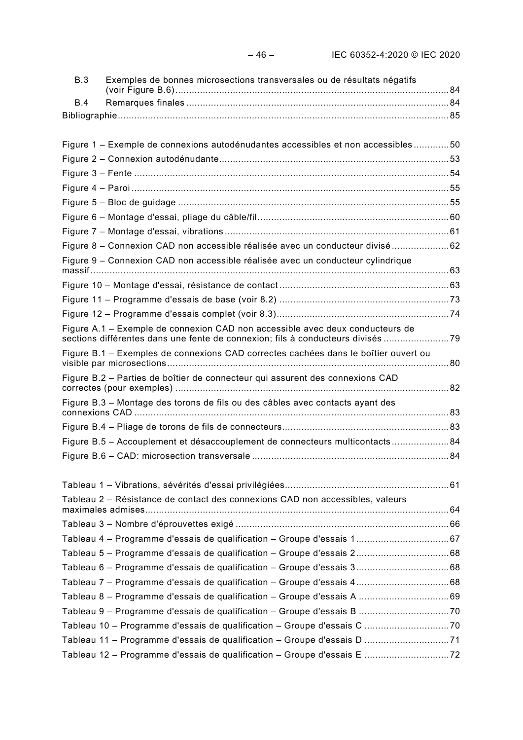B.3 Exemples de bonnes microsections transversales ou de résultats négatifs (voir Figure B.6) ... 84
B.4 Remarques finales ... 84
Bibliographie ... 85

Figure 1 – Exemple de connexions autodénudantes accessibles et non accessibles ... 50
Figure 2 – Connexion autodénudante ... 53
Figure 3 – Fente ... 54
Figure 4 – Paroi ... 55
Figure 5 – Bloc de guidage ... 55
Figure 6 – Montage d'essai, pliage du câble/fil ... 60
Figure 7 – Montage d'essai, vibrations ... 61
Figure 8 – Connexion CAD non accessible réalisée avec un conducteur divisé ... 62
Figure 9 – Connexion CAD non accessible réalisée avec un conducteur cylindrique massif ... 63
Figure 10 – Montage d'essai, résistance de contact ... 63
Figure 11 – Programme d'essais de base (voir 8.2) ... 73
Figure 12 – Programme d'essais complet (voir 8.3) ... 74
Figure A.1 – Exemple de connexion CAD non accessible avec deux conducteurs de sections différentes dans une fente de connexion; fils à conducteurs divisés ... 79
Figure B.1 – Exemples de connexions CAD correctes cachées dans le boîtier ouvert ou visible par microsections ... 80
Figure B.2 – Parties de boîtier de connecteur qui assurent des connexions CAD correctes (pour exemples) ... 82
Figure B.3 – Montage des torons de fils ou des câbles avec contacts ayant des connexions CAD ... 83
Figure B.4 – Pliage de torons de fils de connecteurs ... 83
Figure B.5 – Accouplement et désaccouplement de connecteurs multicontacts ... 84
Figure B.6 – CAD: microsection transversale ... 84

Tableau 1 – Vibrations, sévérités d'essai privilégiées ... 61
Tableau 2 – Résistance de contact des connexions CAD non accessibles, valeurs maximales admises ... 64
Tableau 3 – Nombre d'éprouvettes exigé ... 66
Tableau 4 – Programme d'essais de qualification – Groupe d'essais 1 ... 67
Tableau 5 – Programme d'essais de qualification – Groupe d'essais 2 ... 68
Tableau 6 – Programme d'essais de qualification – Groupe d'essais 3 ... 68
Tableau 7 – Programme d'essais de qualification – Groupe d'essais 4 ... 68
Tableau 8 – Programme d'essais de qualification – Groupe d'essais A ... 69
Tableau 9 – Programme d'essais de qualification – Groupe d'essais B ... 70
Tableau 10 – Programme d'essais de qualification – Groupe d'essais C ... 70
Tableau 11 – Programme d'essais de qualification – Groupe d'essais D ... 71
Tableau 12 – Programme d'essais de qualification – Groupe d'essais E ... 72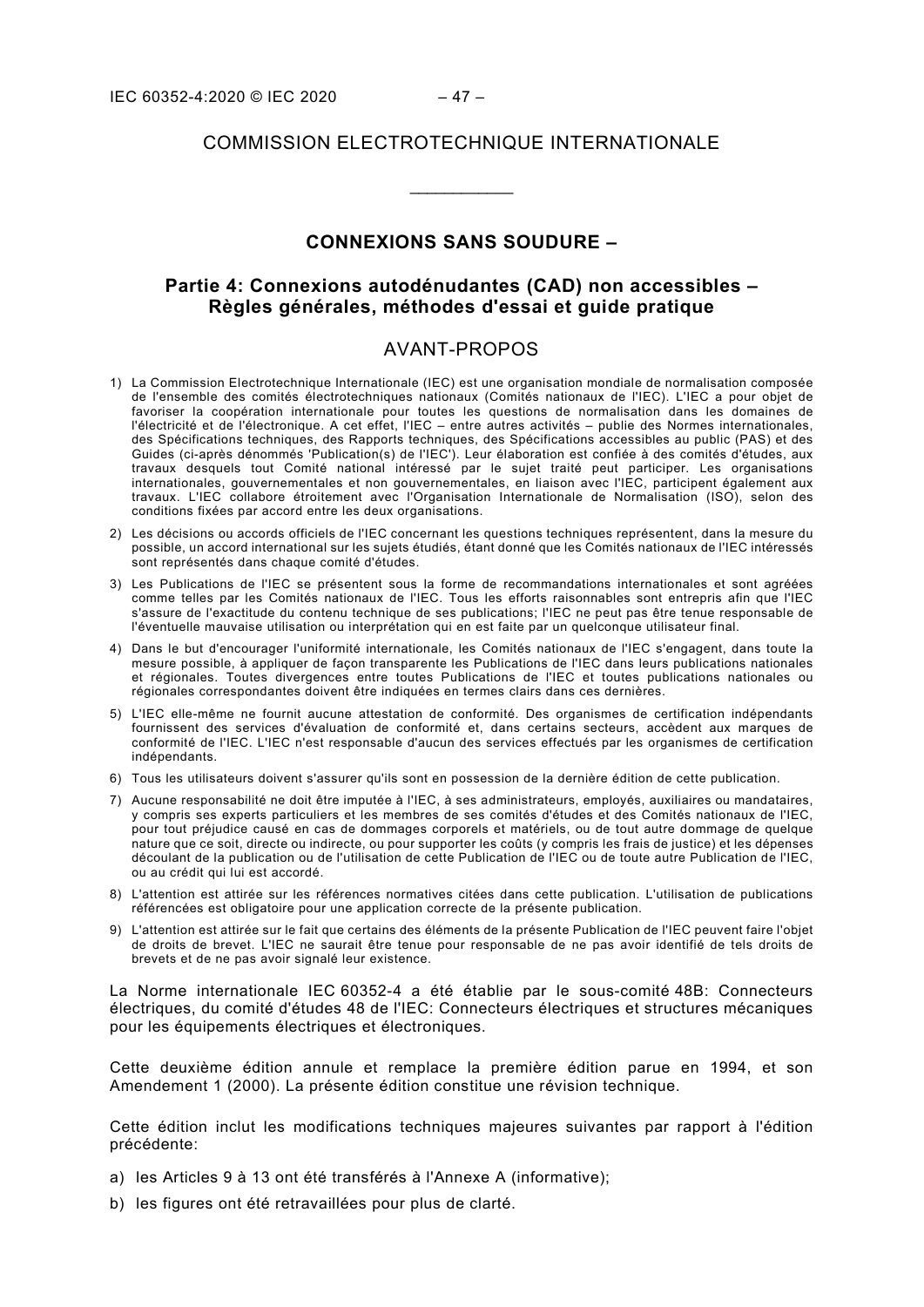# COMMISSION ELECTROTECHNIQUE INTERNATIONALE

___________

## CONNEXIONS SANS SOUDURE –

## Partie 4: Connexions autodénudantes (CAD) non accessibles – Règles générales, méthodes d'essai et guide pratique

## AVANT-PROPOS

1) La Commission Electrotechnique Internationale (IEC) est une organisation mondiale de normalisation composée de l'ensemble des comités électrotechniques nationaux (Comités nationaux de l'IEC). L'IEC a pour objet de favoriser la coopération internationale pour toutes les questions de normalisation dans les domaines de l'électricité et de l'électronique. A cet effet, l'IEC – entre autres activités – publie des Normes internationales, des Spécifications techniques, des Rapports techniques, des Spécifications accessibles au public (PAS) et des Guides (ci-après dénommés 'Publication(s) de l'IEC'). Leur élaboration est confiée à des comités d'études, aux travaux desquels tout Comité national intéressé par le sujet traité peut participer. Les organisations internationales, gouvernementales et non gouvernementales, en liaison avec l'IEC, participent également aux travaux. L'IEC collabore étroitement avec l'Organisation Internationale de Normalisation (ISO), selon des conditions fixées par accord entre les deux organisations.
2) Les décisions ou accords officiels de l'IEC concernant les questions techniques représentent, dans la mesure du possible, un accord international sur les sujets étudiés, étant donné que les Comités nationaux de l'IEC intéressés sont représentés dans chaque comité d'études.
3) Les Publications de l'IEC se présentent sous la forme de recommandations internationales et sont agréées comme telles par les Comités nationaux de l'IEC. Tous les efforts raisonnables sont entrepris afin que l'IEC s'assure de l'exactitude du contenu technique de ses publications; l'IEC ne peut pas être tenue responsable de l'éventuelle mauvaise utilisation ou interprétation qui en est faite par un quelconque utilisateur final.
4) Dans le but d'encourager l'uniformité internationale, les Comités nationaux de l'IEC s'engagent, dans toute la mesure possible, à appliquer de façon transparente les Publications de l'IEC dans leurs publications nationales et régionales. Toutes divergences entre toutes Publications de l'IEC et toutes publications nationales ou régionales correspondantes doivent être indiquées en termes clairs dans ces dernières.
5) L'IEC elle-même ne fournit aucune attestation de conformité. Des organismes de certification indépendants fournissent des services d'évaluation de conformité et, dans certains secteurs, accèdent aux marques de conformité de l'IEC. L'IEC n'est responsable d'aucun des services effectués par les organismes de certification indépendants.
6) Tous les utilisateurs doivent s'assurer qu'ils sont en possession de la dernière édition de cette publication.
7) Aucune responsabilité ne doit être imputée à l'IEC, à ses administrateurs, employés, auxiliaires ou mandataires, y compris ses experts particuliers et les membres de ses comités d'études et des Comités nationaux de l'IEC, pour tout préjudice causé en cas de dommages corporels et matériels, ou de tout autre dommage de quelque nature que ce soit, directe ou indirecte, ou pour supporter les coûts (y compris les frais de justice) et les dépenses découlant de la publication ou de l'utilisation de cette Publication de l'IEC ou de toute autre Publication de l'IEC, ou au crédit qui lui est accordé.
8) L'attention est attirée sur les références normatives citées dans cette publication. L'utilisation de publications référencées est obligatoire pour une application correcte de la présente publication.
9) L'attention est attirée sur le fait que certains des éléments de la présente Publication de l'IEC peuvent faire l'objet de droits de brevet. L'IEC ne saurait être tenue pour responsable de ne pas avoir identifié de tels droits de brevets et de ne pas avoir signalé leur existence.

La Norme internationale IEC 60352-4 a été établie par le sous-comité 48B: Connecteurs électriques, du comité d'études 48 de l'IEC: Connecteurs électriques et structures mécaniques pour les équipements électriques et électroniques.

Cette deuxième édition annule et remplace la première édition parue en 1994, et son Amendement 1 (2000). La présente édition constitue une révision technique.

Cette édition inclut les modifications techniques majeures suivantes par rapport à l'édition précédente:

a) les Articles 9 à 13 ont été transférés à l'Annexe A (informative);
b) les figures ont été retravaillées pour plus de clarté.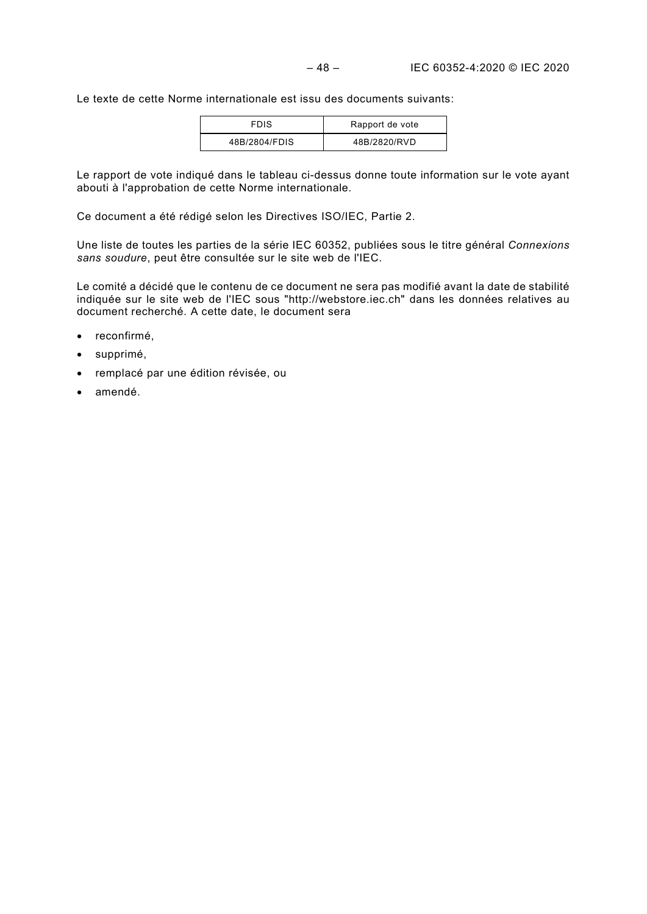Le texte de cette Norme internationale est issu des documents suivants:

| FDIS | Rapport de vote |
|---|---|
| 48B/2804/FDIS | 48B/2820/RVD |

Le rapport de vote indiqué dans le tableau ci-dessus donne toute information sur le vote ayant abouti à l'approbation de cette Norme internationale.

Ce document a été rédigé selon les Directives ISO/IEC, Partie 2.

Une liste de toutes les parties de la série IEC 60352, publiées sous le titre général *Connexions sans soudure*, peut être consultée sur le site web de l'IEC.

Le comité a décidé que le contenu de ce document ne sera pas modifié avant la date de stabilité indiquée sur le site web de l'IEC sous "http://webstore.iec.ch" dans les données relatives au document recherché. A cette date, le document sera

- reconfirmé,
- supprimé,
- remplacé par une édition révisée, ou
- amendé.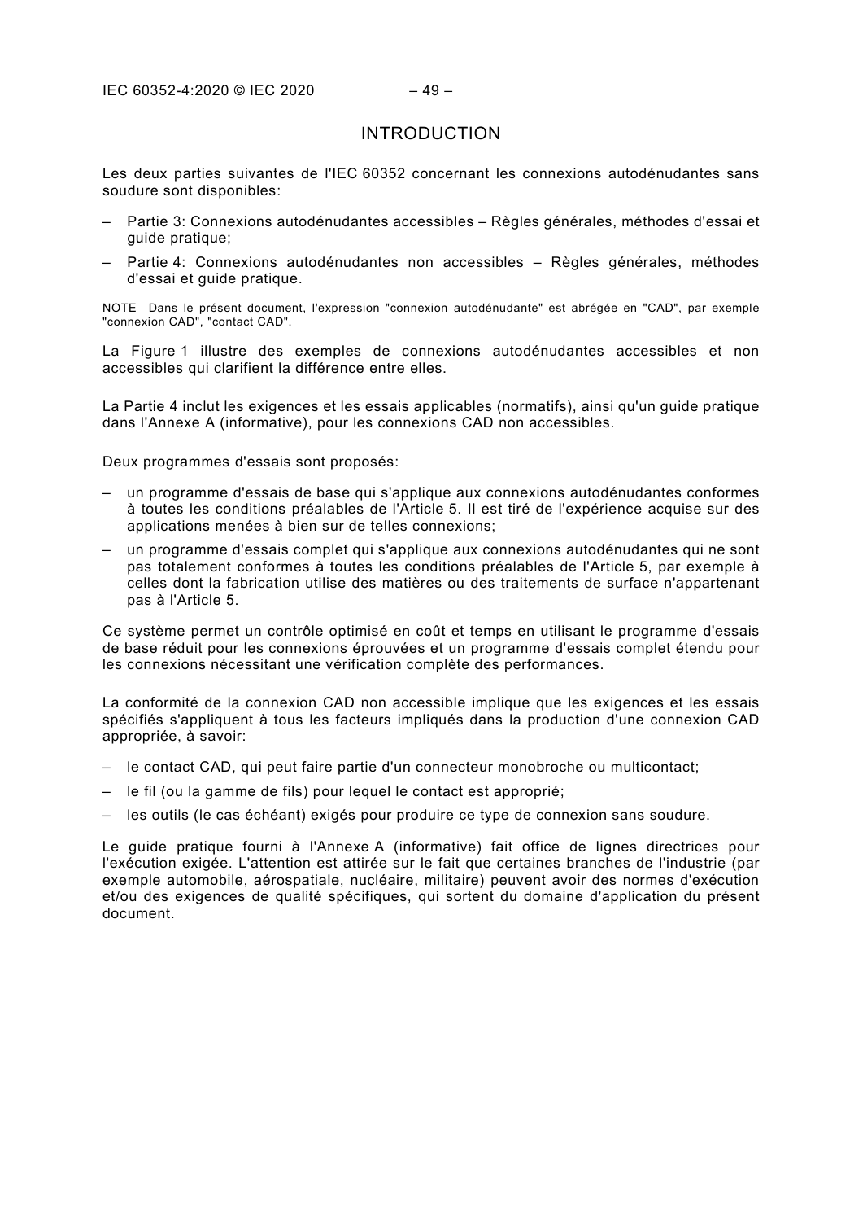# INTRODUCTION

Les deux parties suivantes de l'IEC 60352 concernant les connexions autodénudantes sans soudure sont disponibles:

– Partie 3: Connexions autodénudantes accessibles – Règles générales, méthodes d'essai et guide pratique;

– Partie 4: Connexions autodénudantes non accessibles – Règles générales, méthodes d'essai et guide pratique.

NOTE Dans le présent document, l'expression "connexion autodénudante" est abrégée en "CAD", par exemple "connexion CAD", "contact CAD".

La Figure 1 illustre des exemples de connexions autodénudantes accessibles et non accessibles qui clarifient la différence entre elles.

La Partie 4 inclut les exigences et les essais applicables (normatifs), ainsi qu'un guide pratique dans l'Annexe A (informative), pour les connexions CAD non accessibles.

Deux programmes d'essais sont proposés:

– un programme d'essais de base qui s'applique aux connexions autodénudantes conformes à toutes les conditions préalables de l'Article 5. Il est tiré de l'expérience acquise sur des applications menées à bien sur de telles connexions;

– un programme d'essais complet qui s'applique aux connexions autodénudantes qui ne sont pas totalement conformes à toutes les conditions préalables de l'Article 5, par exemple à celles dont la fabrication utilise des matières ou des traitements de surface n'appartenant pas à l'Article 5.

Ce système permet un contrôle optimisé en coût et temps en utilisant le programme d'essais de base réduit pour les connexions éprouvées et un programme d'essais complet étendu pour les connexions nécessitant une vérification complète des performances.

La conformité de la connexion CAD non accessible implique que les exigences et les essais spécifiés s'appliquent à tous les facteurs impliqués dans la production d'une connexion CAD appropriée, à savoir:

– le contact CAD, qui peut faire partie d'un connecteur monobroche ou multicontact;

– le fil (ou la gamme de fils) pour lequel le contact est approprié;

– les outils (le cas échéant) exigés pour produire ce type de connexion sans soudure.

Le guide pratique fourni à l'Annexe A (informative) fait office de lignes directrices pour l'exécution exigée. L'attention est attirée sur le fait que certaines branches de l'industrie (par exemple automobile, aérospatiale, nucléaire, militaire) peuvent avoir des normes d'exécution et/ou des exigences de qualité spécifiques, qui sortent du domaine d'application du présent document.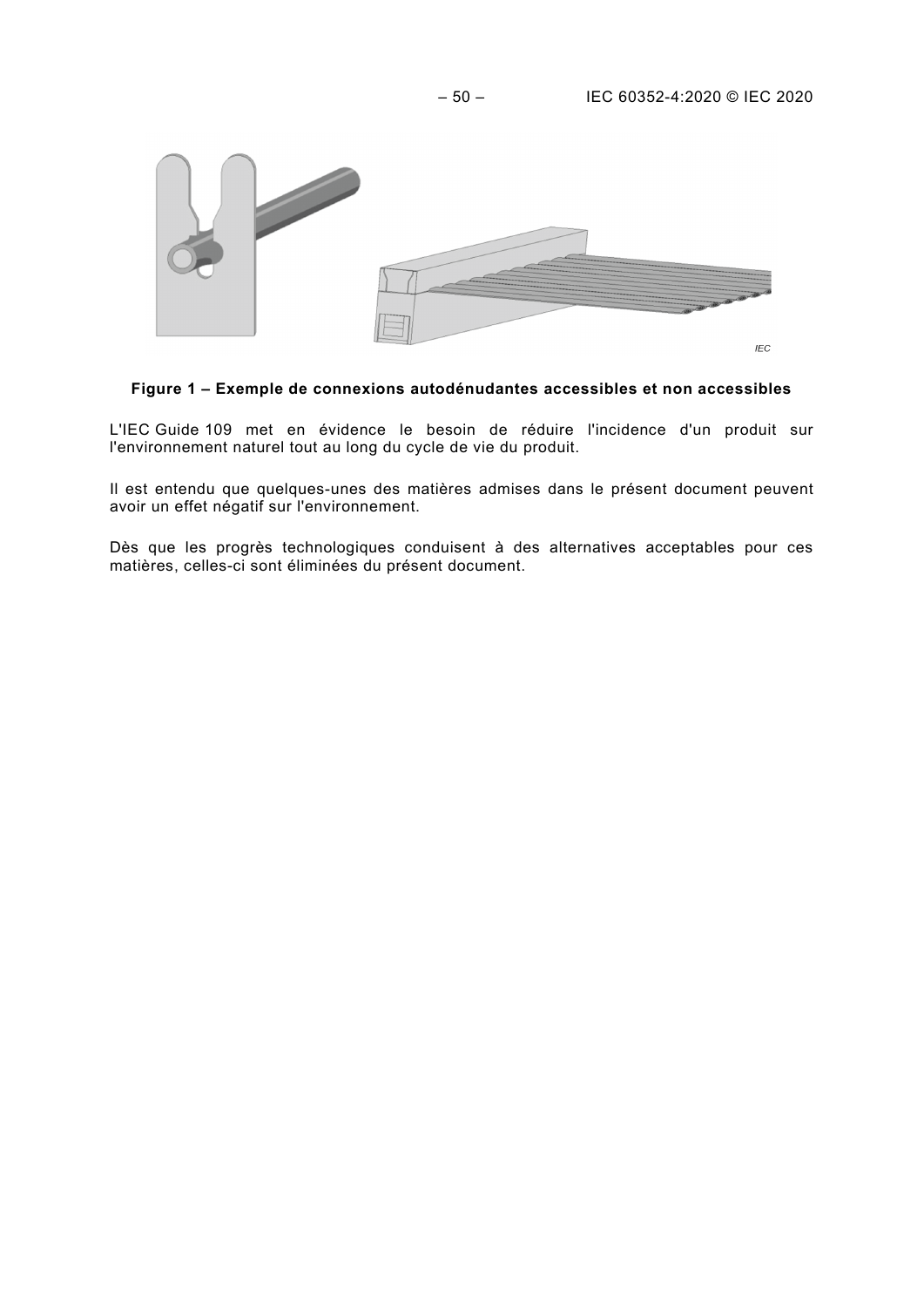**Figure 1 – Exemple de connexions autodénudantes accessibles et non accessibles**

L'IEC Guide 109 met en évidence le besoin de réduire l'incidence d'un produit sur l'environnement naturel tout au long du cycle de vie du produit.

Il est entendu que quelques-unes des matières admises dans le présent document peuvent avoir un effet négatif sur l'environnement.

Dès que les progrès technologiques conduisent à des alternatives acceptables pour ces matières, celles-ci sont éliminées du présent document.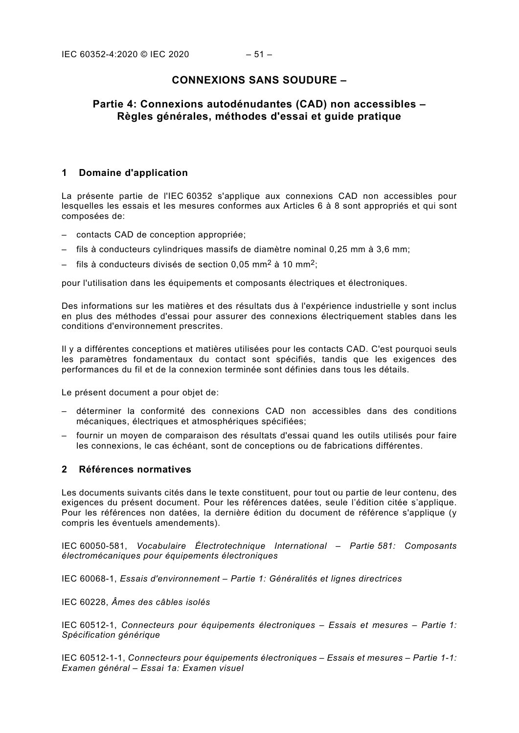# CONNEXIONS SANS SOUDURE –

## Partie 4: Connexions autodénudantes (CAD) non accessibles – Règles générales, méthodes d'essai et guide pratique

## 1 Domaine d'application

La présente partie de l'IEC 60352 s'applique aux connexions CAD non accessibles pour lesquelles les essais et les mesures conformes aux Articles 6 à 8 sont appropriés et qui sont composées de:

- contacts CAD de conception appropriée;
- fils à conducteurs cylindriques massifs de diamètre nominal 0,25 mm à 3,6 mm;
- fils à conducteurs divisés de section 0,05 $mm^2$ à 10 $mm^2$;

pour l'utilisation dans les équipements et composants électriques et électroniques.

Des informations sur les matières et des résultats dus à l'expérience industrielle y sont inclus en plus des méthodes d'essai pour assurer des connexions électriquement stables dans les conditions d'environnement prescrites.

Il y a différentes conceptions et matières utilisées pour les contacts CAD. C'est pourquoi seuls les paramètres fondamentaux du contact sont spécifiés, tandis que les exigences des performances du fil et de la connexion terminée sont définies dans tous les détails.

Le présent document a pour objet de:

- déterminer la conformité des connexions CAD non accessibles dans des conditions mécaniques, électriques et atmosphériques spécifiées;
- fournir un moyen de comparaison des résultats d'essai quand les outils utilisés pour faire les connexions, le cas échéant, sont de conceptions ou de fabrications différentes.

## 2 Références normatives

Les documents suivants cités dans le texte constituent, pour tout ou partie de leur contenu, des exigences du présent document. Pour les références datées, seule l'édition citée s'applique. Pour les références non datées, la dernière édition du document de référence s'applique (y compris les éventuels amendements).

IEC 60050-581, *Vocabulaire Électrotechnique International – Partie 581: Composants électromécaniques pour équipements électroniques*

IEC 60068-1, *Essais d'environnement – Partie 1: Généralités et lignes directrices*

IEC 60228, *Âmes des câbles isolés*

IEC 60512-1, *Connecteurs pour équipements électroniques – Essais et mesures – Partie 1: Spécification générique*

IEC 60512-1-1, *Connecteurs pour équipements électroniques – Essais et mesures – Partie 1-1: Examen général – Essai 1a: Examen visuel*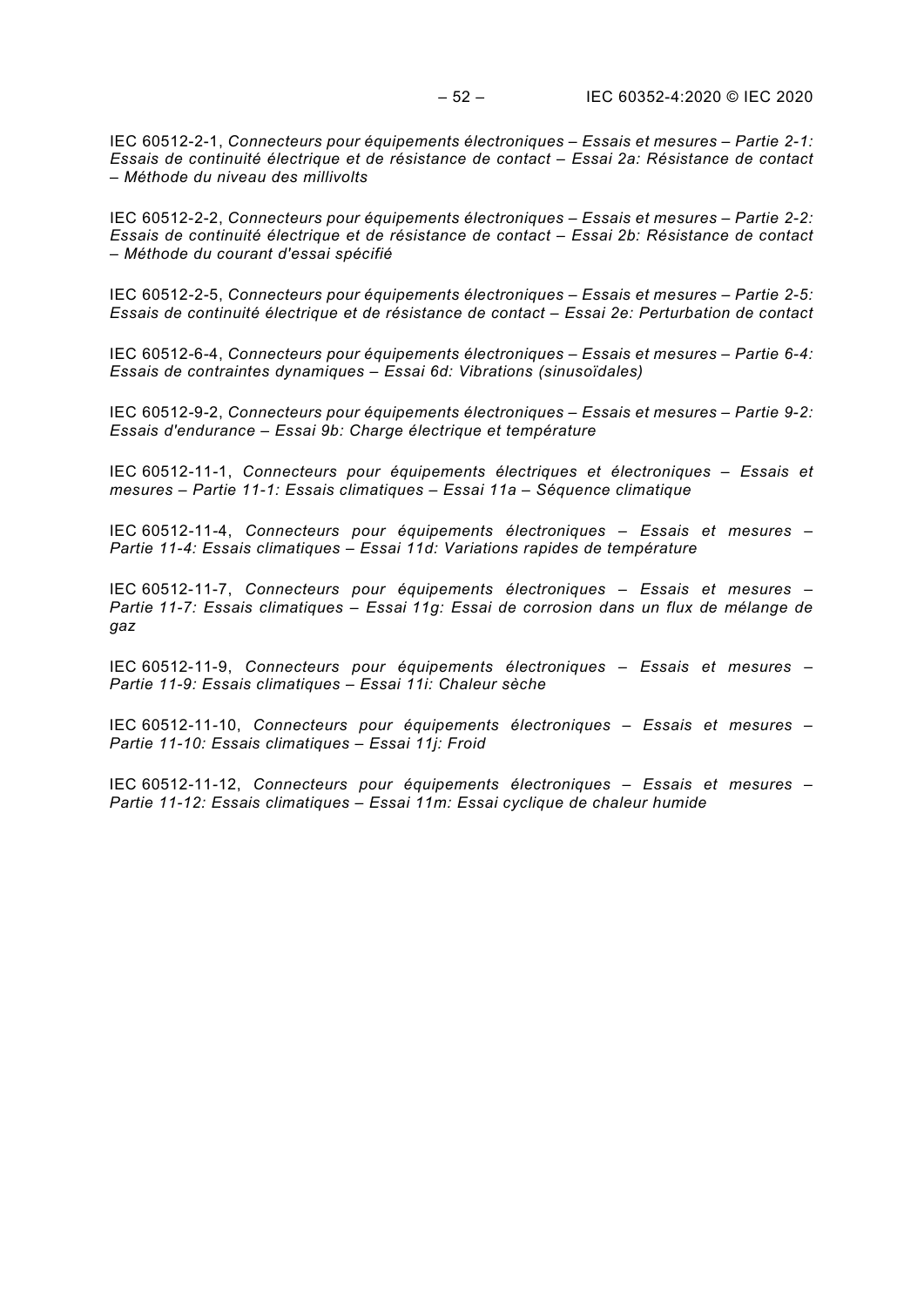IEC 60512-2-1, *Connecteurs pour équipements électroniques – Essais et mesures – Partie 2-1: Essais de continuité électrique et de résistance de contact – Essai 2a: Résistance de contact – Méthode du niveau des millivolts*

IEC 60512-2-2, *Connecteurs pour équipements électroniques – Essais et mesures – Partie 2-2: Essais de continuité électrique et de résistance de contact – Essai 2b: Résistance de contact – Méthode du courant d'essai spécifié*

IEC 60512-2-5, *Connecteurs pour équipements électroniques – Essais et mesures – Partie 2-5: Essais de continuité électrique et de résistance de contact – Essai 2e: Perturbation de contact*

IEC 60512-6-4, *Connecteurs pour équipements électroniques – Essais et mesures – Partie 6-4: Essais de contraintes dynamiques – Essai 6d: Vibrations (sinusoïdales)*

IEC 60512-9-2, *Connecteurs pour équipements électroniques – Essais et mesures – Partie 9-2: Essais d'endurance – Essai 9b: Charge électrique et température*

IEC 60512-11-1, *Connecteurs pour équipements électriques et électroniques – Essais et mesures – Partie 11-1: Essais climatiques – Essai 11a – Séquence climatique*

IEC 60512-11-4, *Connecteurs pour équipements électroniques – Essais et mesures – Partie 11-4: Essais climatiques – Essai 11d: Variations rapides de température*

IEC 60512-11-7, *Connecteurs pour équipements électroniques – Essais et mesures – Partie 11-7: Essais climatiques – Essai 11g: Essai de corrosion dans un flux de mélange de gaz*

IEC 60512-11-9, *Connecteurs pour équipements électroniques – Essais et mesures – Partie 11-9: Essais climatiques – Essai 11i: Chaleur sèche*

IEC 60512-11-10, *Connecteurs pour équipements électroniques – Essais et mesures – Partie 11-10: Essais climatiques – Essai 11j: Froid*

IEC 60512-11-12, *Connecteurs pour équipements électroniques – Essais et mesures – Partie 11-12: Essais climatiques – Essai 11m: Essai cyclique de chaleur humide*